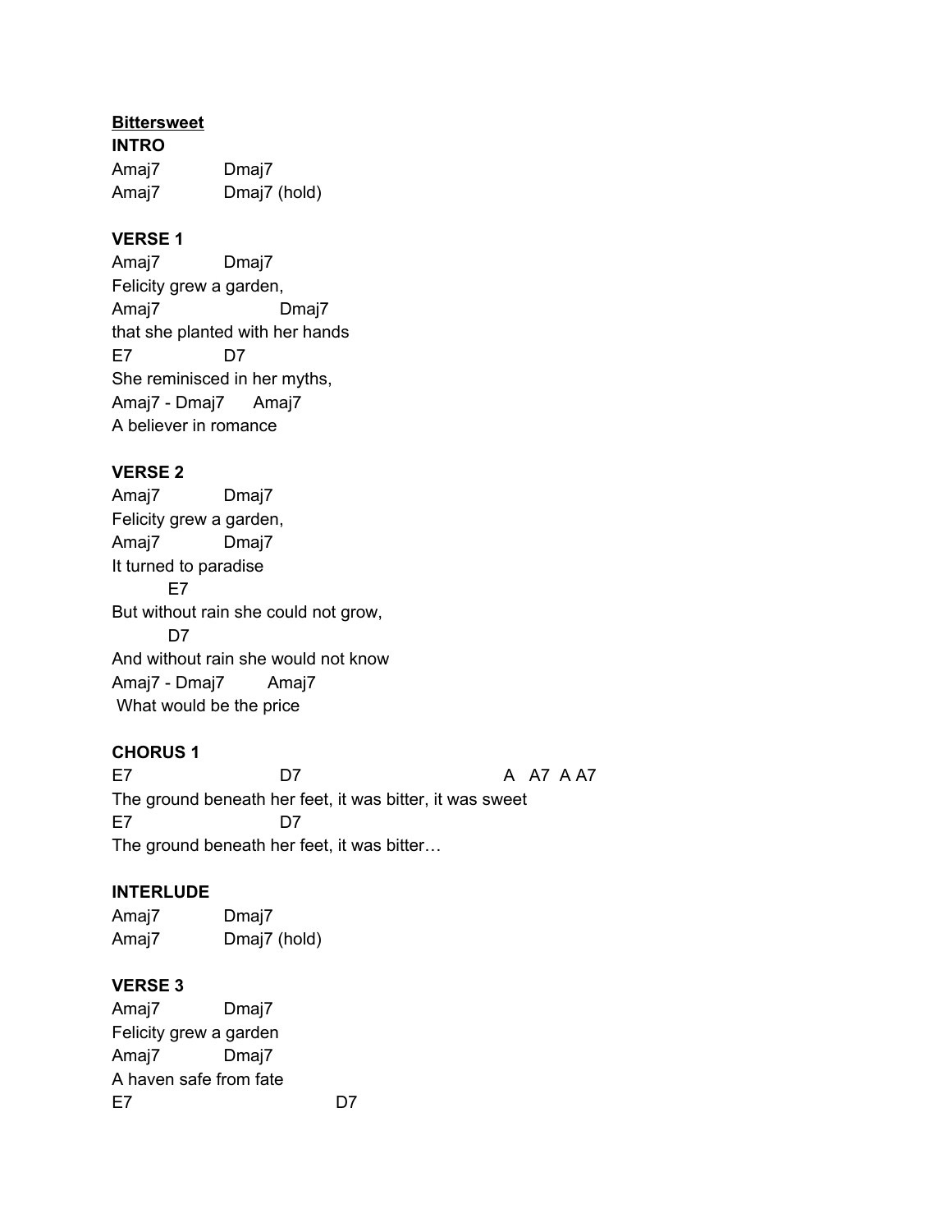**Bittersweet**

**INTRO**

```
Amaj7          Dmaj7
Amaj7          Dmaj7 (hold)
```

**VERSE 1**

```
Amaj7          Dmaj7
Felicity grew a garden,
Amaj7                    Dmaj7
that she planted with her hands
E7             D7
She reminisced in her myths,
Amaj7 - Dmaj7      Amaj7
A believer in romance
```

**VERSE 2**

```
Amaj7          Dmaj7
Felicity grew a garden,
Amaj7          Dmaj7
It turned to paradise
         E7
But without rain she could not grow,
         D7
And without rain she would not know
Amaj7 - Dmaj7        Amaj7
 What would be the price
```

**CHORUS 1**

```
E7                     D7                                   A   A7  A A7
The ground beneath her feet, it was bitter, it was sweet
E7                     D7
The ground beneath her feet, it was bitter…
```

**INTERLUDE**

```
Amaj7          Dmaj7
Amaj7          Dmaj7 (hold)
```

**VERSE 3**

```
Amaj7          Dmaj7
Felicity grew a garden
Amaj7          Dmaj7
A haven safe from fate
E7                              D7
```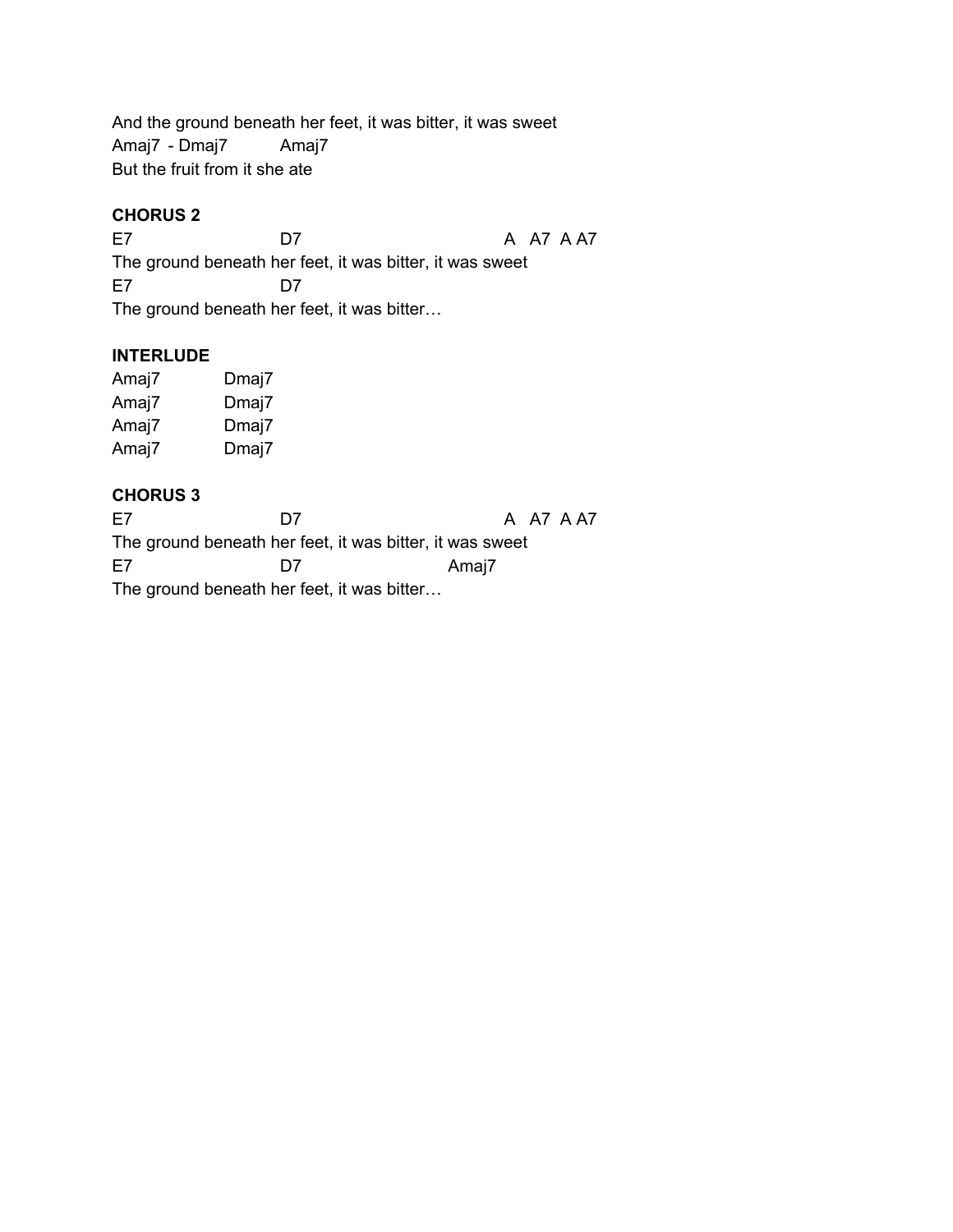```
And the ground beneath her feet, it was bitter, it was sweet
Amaj7  - Dmaj7          Amaj7
But the fruit from it she ate
```

**CHORUS 2**

```
E7                  D7                            A   A7  A A7
The ground beneath her feet, it was bitter, it was sweet
E7                  D7
The ground beneath her feet, it was bitter…
```

**INTERLUDE**

```
Amaj7          Dmaj7
Amaj7          Dmaj7
Amaj7          Dmaj7
Amaj7          Dmaj7
```

**CHORUS 3**

```
E7                  D7                            A   A7  A A7
The ground beneath her feet, it was bitter, it was sweet
E7                  D7                      Amaj7
The ground beneath her feet, it was bitter…
```